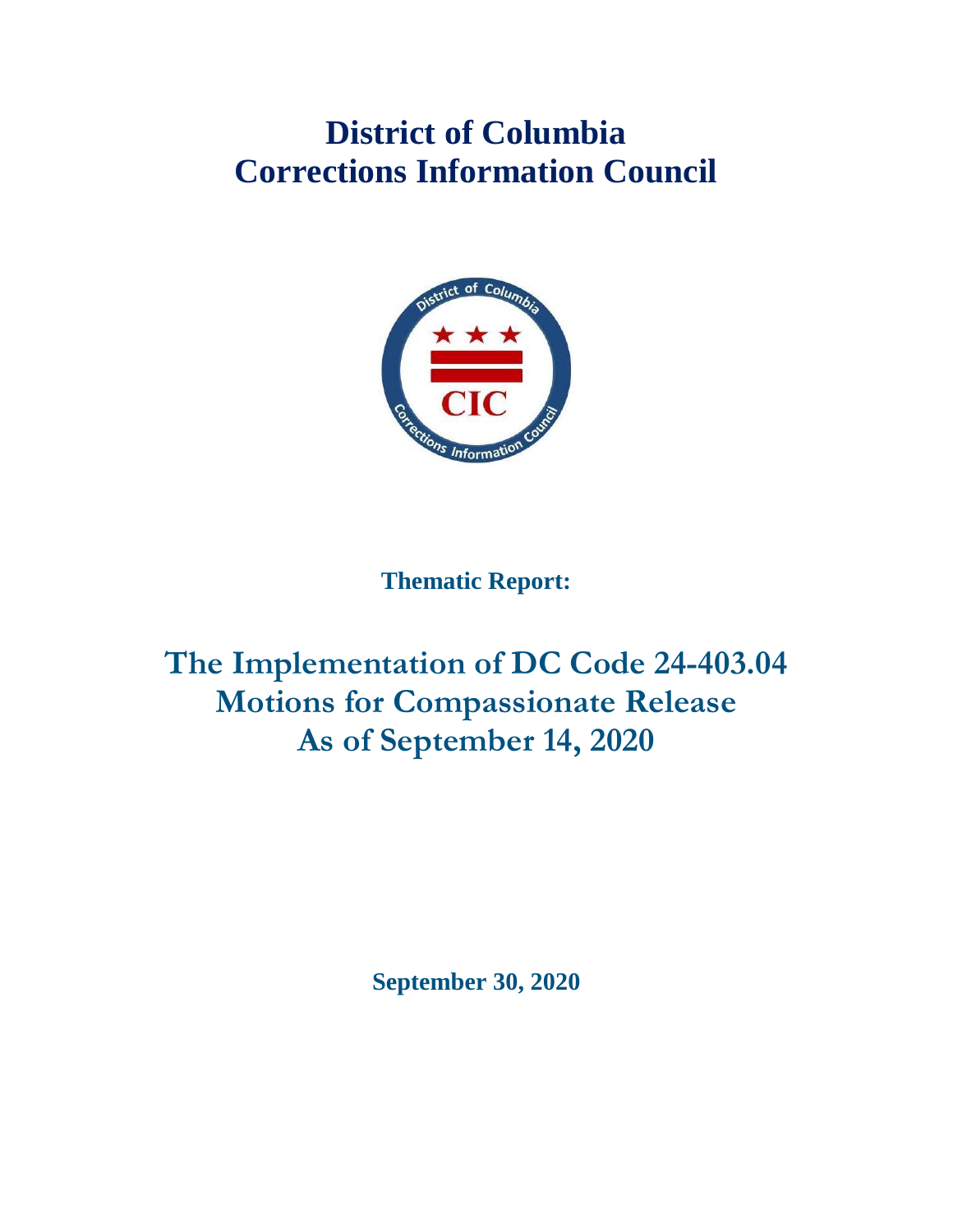# District of Columbia
# Corrections Information Council

**Thematic Report:**

## The Implementation of DC Code 24-403.04
## Motions for Compassionate Release
## As of September 14, 2020

**September 30, 2020**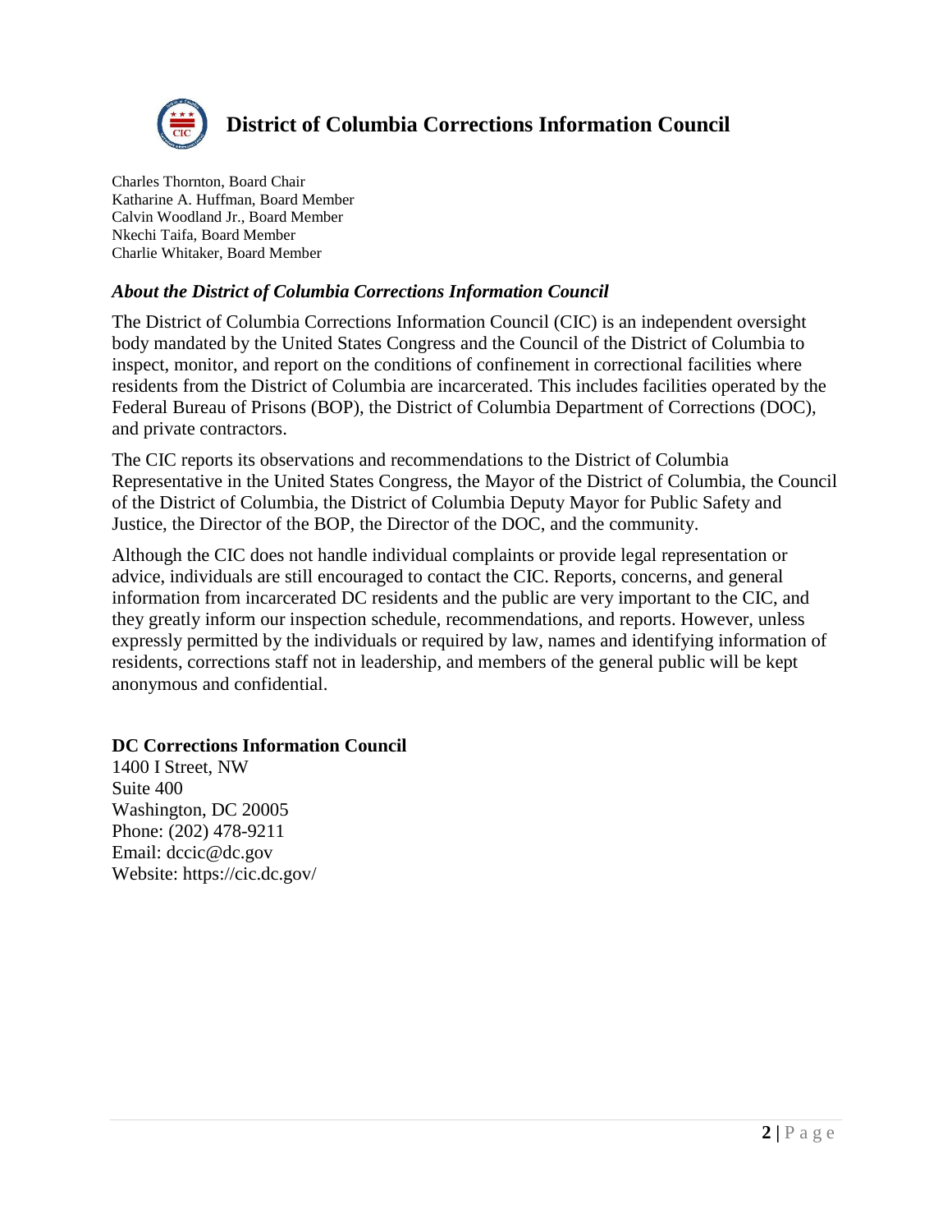# District of Columbia Corrections Information Council

Charles Thornton, Board Chair
Katharine A. Huffman, Board Member
Calvin Woodland Jr., Board Member
Nkechi Taifa, Board Member
Charlie Whitaker, Board Member

### *About the District of Columbia Corrections Information Council*

The District of Columbia Corrections Information Council (CIC) is an independent oversight body mandated by the United States Congress and the Council of the District of Columbia to inspect, monitor, and report on the conditions of confinement in correctional facilities where residents from the District of Columbia are incarcerated. This includes facilities operated by the Federal Bureau of Prisons (BOP), the District of Columbia Department of Corrections (DOC), and private contractors.

The CIC reports its observations and recommendations to the District of Columbia Representative in the United States Congress, the Mayor of the District of Columbia, the Council of the District of Columbia, the District of Columbia Deputy Mayor for Public Safety and Justice, the Director of the BOP, the Director of the DOC, and the community.

Although the CIC does not handle individual complaints or provide legal representation or advice, individuals are still encouraged to contact the CIC. Reports, concerns, and general information from incarcerated DC residents and the public are very important to the CIC, and they greatly inform our inspection schedule, recommendations, and reports. However, unless expressly permitted by the individuals or required by law, names and identifying information of residents, corrections staff not in leadership, and members of the general public will be kept anonymous and confidential.

**DC Corrections Information Council**
1400 I Street, NW
Suite 400
Washington, DC 20005
Phone: (202) 478-9211
Email: dccic@dc.gov
Website: https://cic.dc.gov/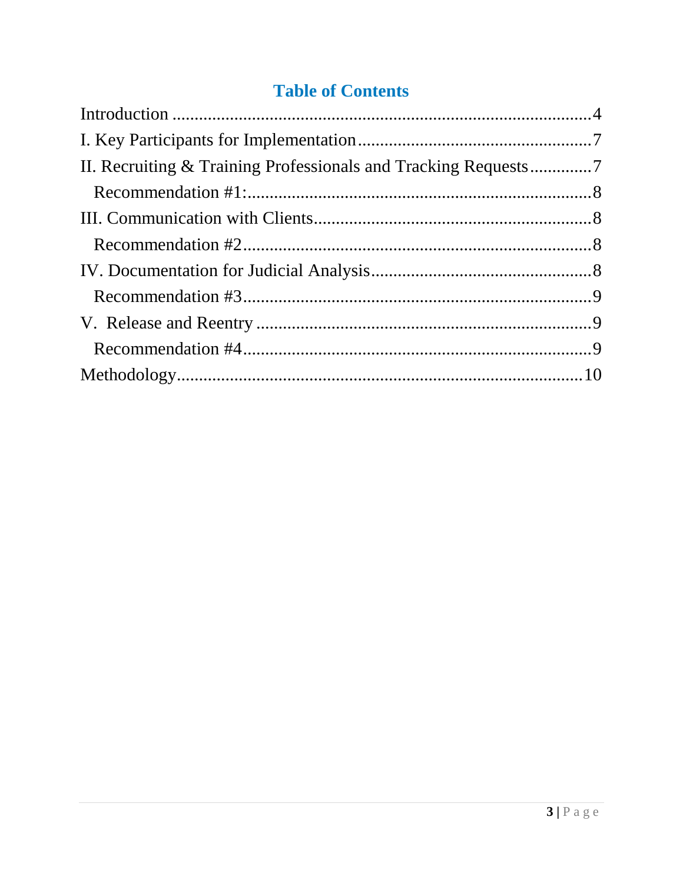## Table of Contents

Introduction .......................................................................................... 4

I. Key Participants for Implementation .................................................... 7

II. Recruiting & Training Professionals and Tracking Requests .............. 7

 Recommendation #1: ............................................................................. 8

III. Communication with Clients ............................................................... 8

 Recommendation #2 .............................................................................. 8

IV. Documentation for Judicial Analysis .................................................. 8

 Recommendation #3 .............................................................................. 9

V. Release and Reentry ............................................................................. 9

 Recommendation #4 .............................................................................. 9

Methodology ............................................................................................ 10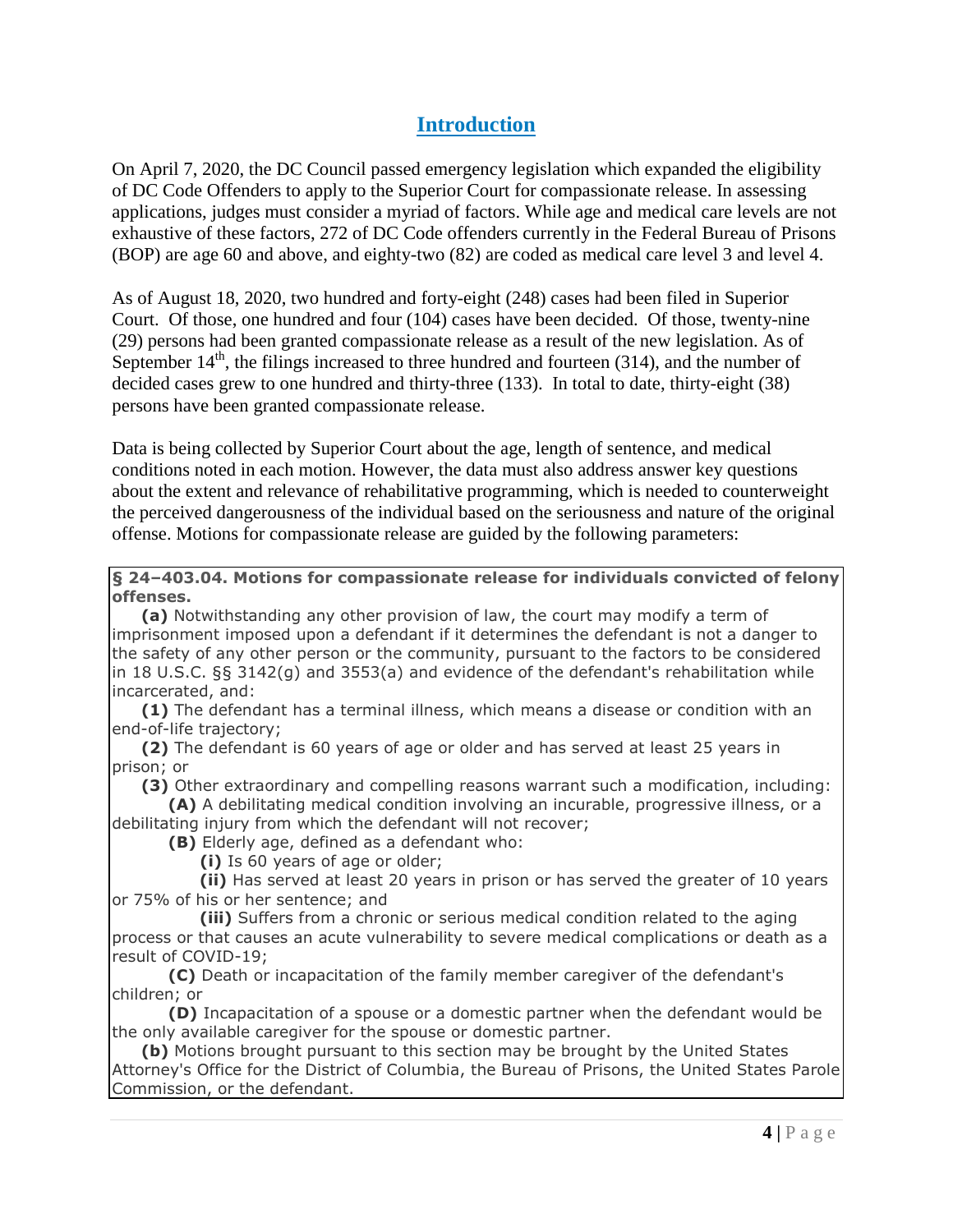# Introduction

On April 7, 2020, the DC Council passed emergency legislation which expanded the eligibility of DC Code Offenders to apply to the Superior Court for compassionate release. In assessing applications, judges must consider a myriad of factors. While age and medical care levels are not exhaustive of these factors, 272 of DC Code offenders currently in the Federal Bureau of Prisons (BOP) are age 60 and above, and eighty-two (82) are coded as medical care level 3 and level 4.

As of August 18, 2020, two hundred and forty-eight (248) cases had been filed in Superior Court. Of those, one hundred and four (104) cases have been decided. Of those, twenty-nine (29) persons had been granted compassionate release as a result of the new legislation. As of September 14th, the filings increased to three hundred and fourteen (314), and the number of decided cases grew to one hundred and thirty-three (133). In total to date, thirty-eight (38) persons have been granted compassionate release.

Data is being collected by Superior Court about the age, length of sentence, and medical conditions noted in each motion. However, the data must also address answer key questions about the extent and relevance of rehabilitative programming, which is needed to counterweight the perceived dangerousness of the individual based on the seriousness and nature of the original offense. Motions for compassionate release are guided by the following parameters:

**§ 24–403.04. Motions for compassionate release for individuals convicted of felony offenses.**

**(a)** Notwithstanding any other provision of law, the court may modify a term of imprisonment imposed upon a defendant if it determines the defendant is not a danger to the safety of any other person or the community, pursuant to the factors to be considered in 18 U.S.C. §§ 3142(g) and 3553(a) and evidence of the defendant's rehabilitation while incarcerated, and:

**(1)** The defendant has a terminal illness, which means a disease or condition with an end-of-life trajectory;

**(2)** The defendant is 60 years of age or older and has served at least 25 years in prison; or

**(3)** Other extraordinary and compelling reasons warrant such a modification, including:

**(A)** A debilitating medical condition involving an incurable, progressive illness, or a debilitating injury from which the defendant will not recover;

**(B)** Elderly age, defined as a defendant who:

**(i)** Is 60 years of age or older;

**(ii)** Has served at least 20 years in prison or has served the greater of 10 years or 75% of his or her sentence; and

**(iii)** Suffers from a chronic or serious medical condition related to the aging process or that causes an acute vulnerability to severe medical complications or death as a result of COVID-19;

**(C)** Death or incapacitation of the family member caregiver of the defendant's children; or

**(D)** Incapacitation of a spouse or a domestic partner when the defendant would be the only available caregiver for the spouse or domestic partner.

**(b)** Motions brought pursuant to this section may be brought by the United States Attorney's Office for the District of Columbia, the Bureau of Prisons, the United States Parole Commission, or the defendant.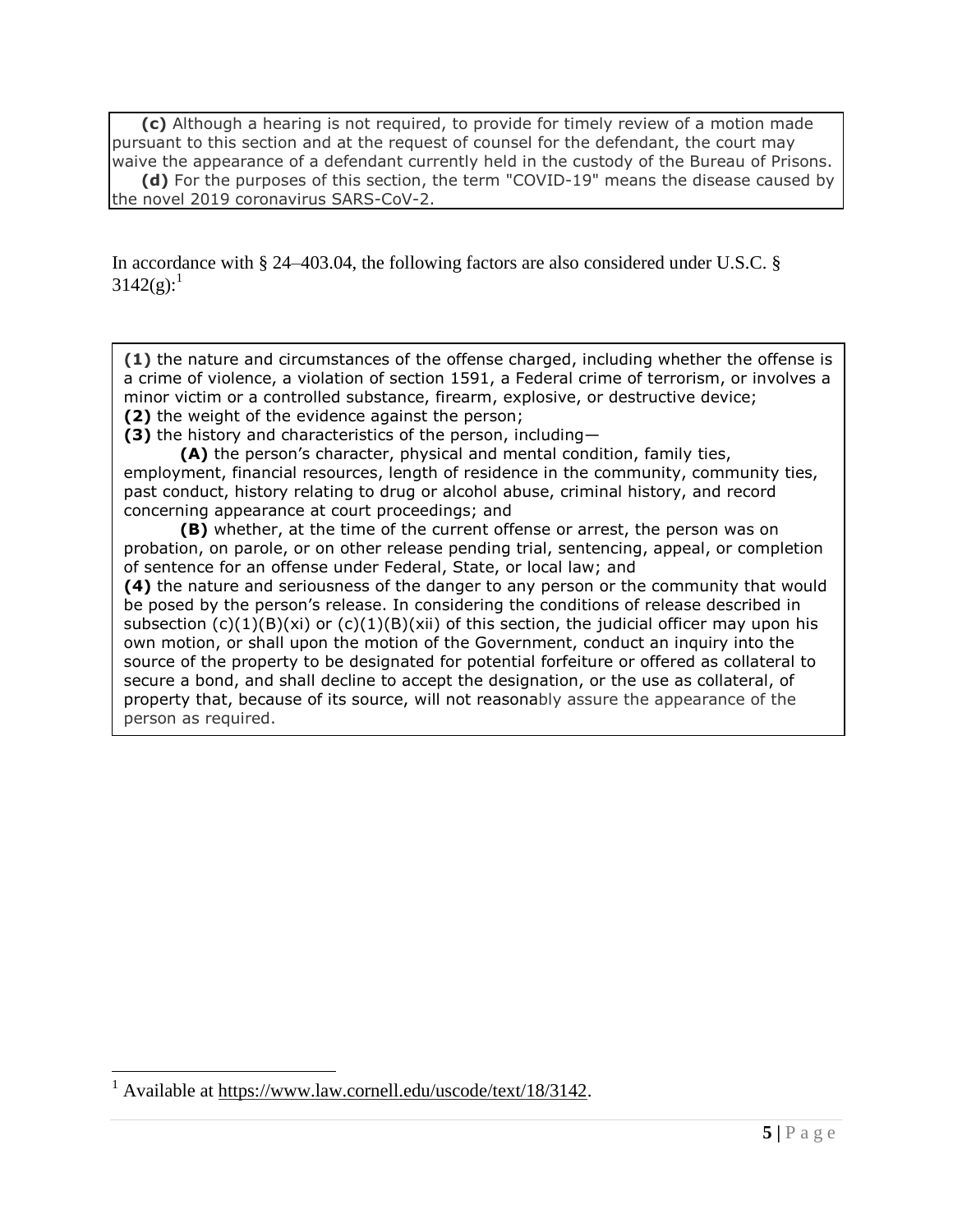**(c)** Although a hearing is not required, to provide for timely review of a motion made pursuant to this section and at the request of counsel for the defendant, the court may waive the appearance of a defendant currently held in the custody of the Bureau of Prisons.

**(d)** For the purposes of this section, the term "COVID-19" means the disease caused by the novel 2019 coronavirus SARS-CoV-2.

In accordance with § 24–403.04, the following factors are also considered under U.S.C. § 3142(g):[1]

**(1)** the nature and circumstances of the offense charged, including whether the offense is a crime of violence, a violation of section 1591, a Federal crime of terrorism, or involves a minor victim or a controlled substance, firearm, explosive, or destructive device;

**(2)** the weight of the evidence against the person;

**(3)** the history and characteristics of the person, including—

**(A)** the person's character, physical and mental condition, family ties, employment, financial resources, length of residence in the community, community ties, past conduct, history relating to drug or alcohol abuse, criminal history, and record concerning appearance at court proceedings; and

**(B)** whether, at the time of the current offense or arrest, the person was on probation, on parole, or on other release pending trial, sentencing, appeal, or completion of sentence for an offense under Federal, State, or local law; and

**(4)** the nature and seriousness of the danger to any person or the community that would be posed by the person's release. In considering the conditions of release described in subsection (c)(1)(B)(xi) or (c)(1)(B)(xii) of this section, the judicial officer may upon his own motion, or shall upon the motion of the Government, conduct an inquiry into the source of the property to be designated for potential forfeiture or offered as collateral to secure a bond, and shall decline to accept the designation, or the use as collateral, of property that, because of its source, will not reasonably assure the appearance of the person as required.

[1] Available at https://www.law.cornell.edu/uscode/text/18/3142.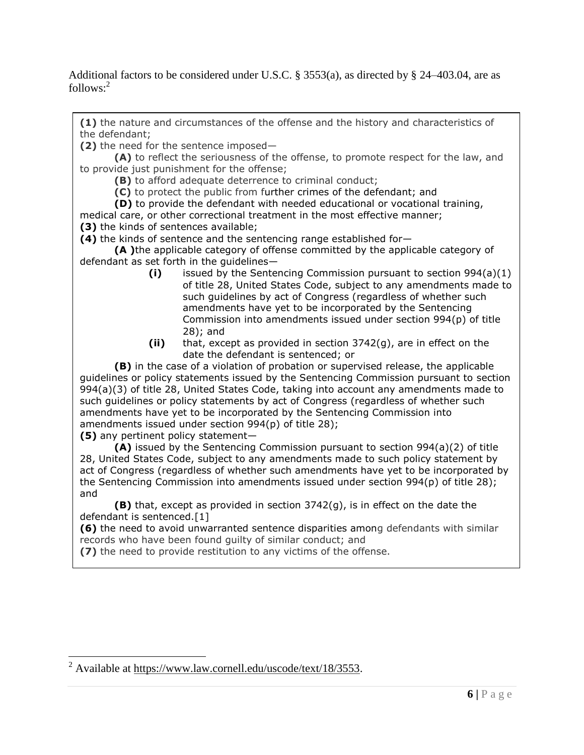Additional factors to be considered under U.S.C. § 3553(a), as directed by § 24–403.04, are as follows:[2]

> **(1)** the nature and circumstances of the offense and the history and characteristics of the defendant;
>
> **(2)** the need for the sentence imposed—
>
> **(A)** to reflect the seriousness of the offense, to promote respect for the law, and to provide just punishment for the offense;
>
> **(B)** to afford adequate deterrence to criminal conduct;
>
> **(C)** to protect the public from further crimes of the defendant; and
>
> **(D)** to provide the defendant with needed educational or vocational training, medical care, or other correctional treatment in the most effective manner;
>
> **(3)** the kinds of sentences available;
>
> **(4)** the kinds of sentence and the sentencing range established for—
>
> **(A )**the applicable category of offense committed by the applicable category of defendant as set forth in the guidelines—
>
> **(i)** issued by the Sentencing Commission pursuant to section 994(a)(1) of title 28, United States Code, subject to any amendments made to such guidelines by act of Congress (regardless of whether such amendments have yet to be incorporated by the Sentencing Commission into amendments issued under section 994(p) of title 28); and
>
> **(ii)** that, except as provided in section 3742(g), are in effect on the date the defendant is sentenced; or
>
> **(B)** in the case of a violation of probation or supervised release, the applicable guidelines or policy statements issued by the Sentencing Commission pursuant to section 994(a)(3) of title 28, United States Code, taking into account any amendments made to such guidelines or policy statements by act of Congress (regardless of whether such amendments have yet to be incorporated by the Sentencing Commission into amendments issued under section 994(p) of title 28);
>
> **(5)** any pertinent policy statement—
>
> **(A)** issued by the Sentencing Commission pursuant to section 994(a)(2) of title 28, United States Code, subject to any amendments made to such policy statement by act of Congress (regardless of whether such amendments have yet to be incorporated by the Sentencing Commission into amendments issued under section 994(p) of title 28); and
>
> **(B)** that, except as provided in section 3742(g), is in effect on the date the defendant is sentenced.[1]
>
> **(6)** the need to avoid unwarranted sentence disparities among defendants with similar records who have been found guilty of similar conduct; and
>
> **(7)** the need to provide restitution to any victims of the offense.

[2] Available at https://www.law.cornell.edu/uscode/text/18/3553.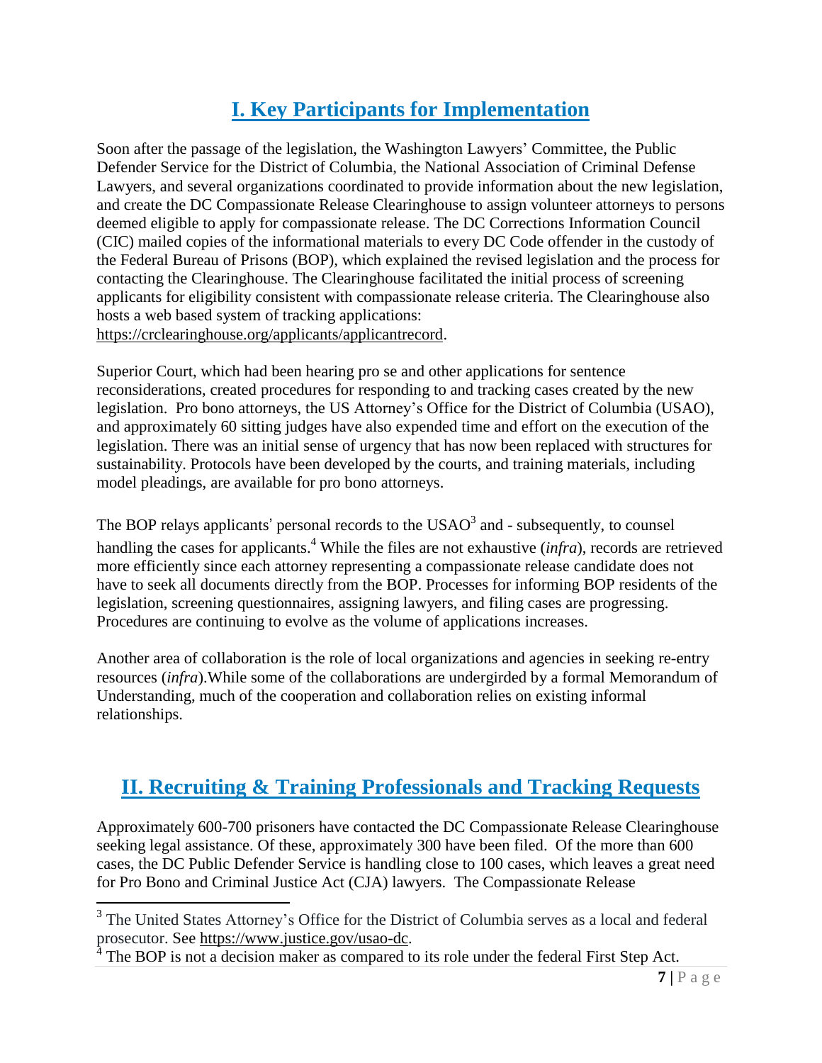## I. Key Participants for Implementation

Soon after the passage of the legislation, the Washington Lawyers' Committee, the Public Defender Service for the District of Columbia, the National Association of Criminal Defense Lawyers, and several organizations coordinated to provide information about the new legislation, and create the DC Compassionate Release Clearinghouse to assign volunteer attorneys to persons deemed eligible to apply for compassionate release. The DC Corrections Information Council (CIC) mailed copies of the informational materials to every DC Code offender in the custody of the Federal Bureau of Prisons (BOP), which explained the revised legislation and the process for contacting the Clearinghouse. The Clearinghouse facilitated the initial process of screening applicants for eligibility consistent with compassionate release criteria. The Clearinghouse also hosts a web based system of tracking applications: https://crclearinghouse.org/applicants/applicantrecord.

Superior Court, which had been hearing pro se and other applications for sentence reconsiderations, created procedures for responding to and tracking cases created by the new legislation. Pro bono attorneys, the US Attorney's Office for the District of Columbia (USAO), and approximately 60 sitting judges have also expended time and effort on the execution of the legislation. There was an initial sense of urgency that has now been replaced with structures for sustainability. Protocols have been developed by the courts, and training materials, including model pleadings, are available for pro bono attorneys.

The BOP relays applicants' personal records to the USAO[3] and - subsequently, to counsel handling the cases for applicants.[4] While the files are not exhaustive (*infra*), records are retrieved more efficiently since each attorney representing a compassionate release candidate does not have to seek all documents directly from the BOP. Processes for informing BOP residents of the legislation, screening questionnaires, assigning lawyers, and filing cases are progressing. Procedures are continuing to evolve as the volume of applications increases.

Another area of collaboration is the role of local organizations and agencies in seeking re-entry resources (*infra*).While some of the collaborations are undergirded by a formal Memorandum of Understanding, much of the cooperation and collaboration relies on existing informal relationships.

## II. Recruiting & Training Professionals and Tracking Requests

Approximately 600-700 prisoners have contacted the DC Compassionate Release Clearinghouse seeking legal assistance. Of these, approximately 300 have been filed. Of the more than 600 cases, the DC Public Defender Service is handling close to 100 cases, which leaves a great need for Pro Bono and Criminal Justice Act (CJA) lawyers. The Compassionate Release

---

[3] The United States Attorney's Office for the District of Columbia serves as a local and federal prosecutor. See https://www.justice.gov/usao-dc.

[4] The BOP is not a decision maker as compared to its role under the federal First Step Act.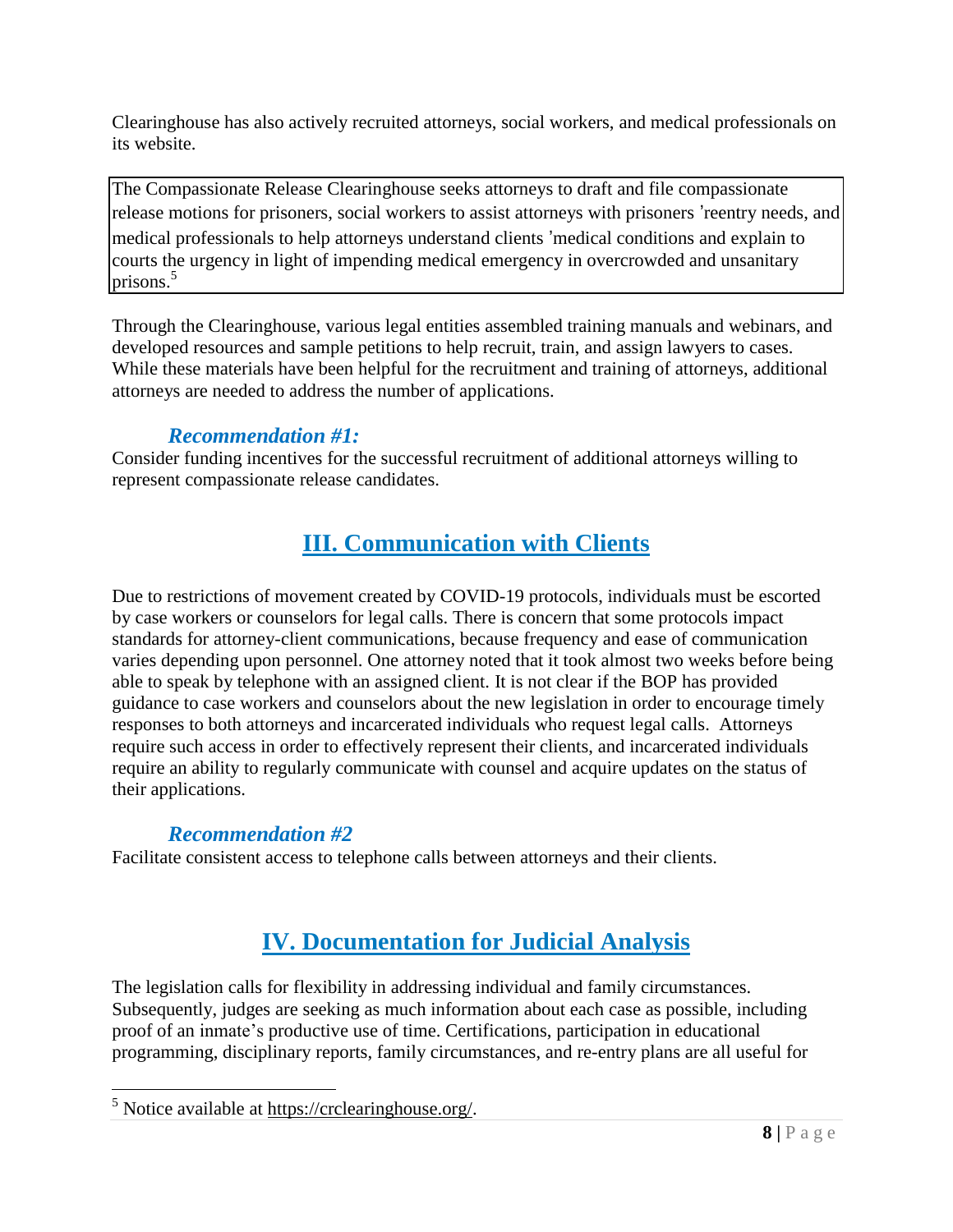Clearinghouse has also actively recruited attorneys, social workers, and medical professionals on its website.

> The Compassionate Release Clearinghouse seeks attorneys to draft and file compassionate release motions for prisoners, social workers to assist attorneys with prisoners 'reentry needs, and medical professionals to help attorneys understand clients 'medical conditions and explain to courts the urgency in light of impending medical emergency in overcrowded and unsanitary prisons.[5]

Through the Clearinghouse, various legal entities assembled training manuals and webinars, and developed resources and sample petitions to help recruit, train, and assign lawyers to cases. While these materials have been helpful for the recruitment and training of attorneys, additional attorneys are needed to address the number of applications.

### *Recommendation #1:*

Consider funding incentives for the successful recruitment of additional attorneys willing to represent compassionate release candidates.

## III. Communication with Clients

Due to restrictions of movement created by COVID-19 protocols, individuals must be escorted by case workers or counselors for legal calls. There is concern that some protocols impact standards for attorney-client communications, because frequency and ease of communication varies depending upon personnel. One attorney noted that it took almost two weeks before being able to speak by telephone with an assigned client. It is not clear if the BOP has provided guidance to case workers and counselors about the new legislation in order to encourage timely responses to both attorneys and incarcerated individuals who request legal calls. Attorneys require such access in order to effectively represent their clients, and incarcerated individuals require an ability to regularly communicate with counsel and acquire updates on the status of their applications.

### *Recommendation #2*

Facilitate consistent access to telephone calls between attorneys and their clients.

## IV. Documentation for Judicial Analysis

The legislation calls for flexibility in addressing individual and family circumstances. Subsequently, judges are seeking as much information about each case as possible, including proof of an inmate's productive use of time. Certifications, participation in educational programming, disciplinary reports, family circumstances, and re-entry plans are all useful for

---

[5] Notice available at https://crclearinghouse.org/.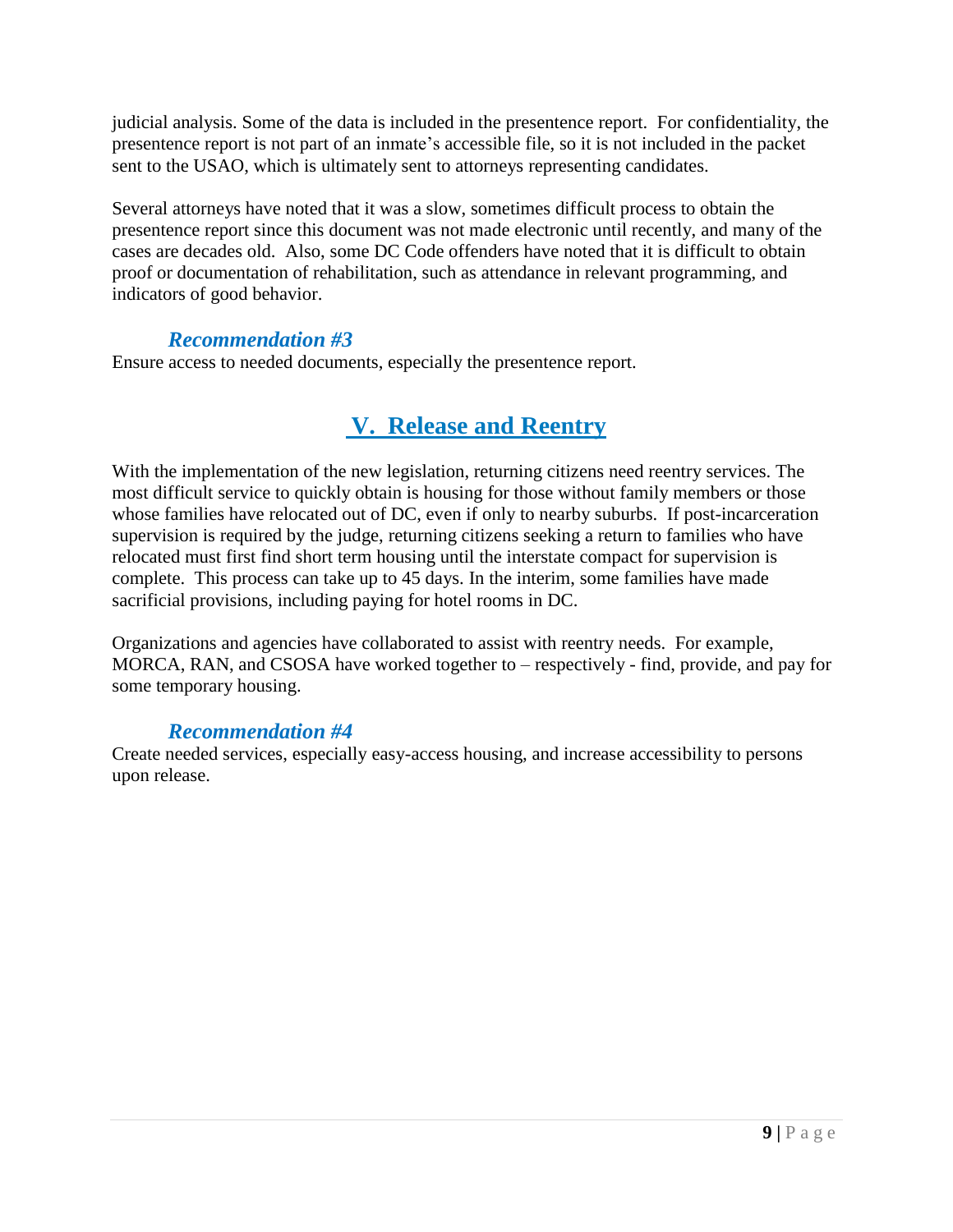judicial analysis. Some of the data is included in the presentence report. For confidentiality, the presentence report is not part of an inmate's accessible file, so it is not included in the packet sent to the USAO, which is ultimately sent to attorneys representing candidates.

Several attorneys have noted that it was a slow, sometimes difficult process to obtain the presentence report since this document was not made electronic until recently, and many of the cases are decades old. Also, some DC Code offenders have noted that it is difficult to obtain proof or documentation of rehabilitation, such as attendance in relevant programming, and indicators of good behavior.

### *Recommendation #3*

Ensure access to needed documents, especially the presentence report.

## V. Release and Reentry

With the implementation of the new legislation, returning citizens need reentry services. The most difficult service to quickly obtain is housing for those without family members or those whose families have relocated out of DC, even if only to nearby suburbs. If post-incarceration supervision is required by the judge, returning citizens seeking a return to families who have relocated must first find short term housing until the interstate compact for supervision is complete. This process can take up to 45 days. In the interim, some families have made sacrificial provisions, including paying for hotel rooms in DC.

Organizations and agencies have collaborated to assist with reentry needs. For example, MORCA, RAN, and CSOSA have worked together to – respectively - find, provide, and pay for some temporary housing.

### *Recommendation #4*

Create needed services, especially easy-access housing, and increase accessibility to persons upon release.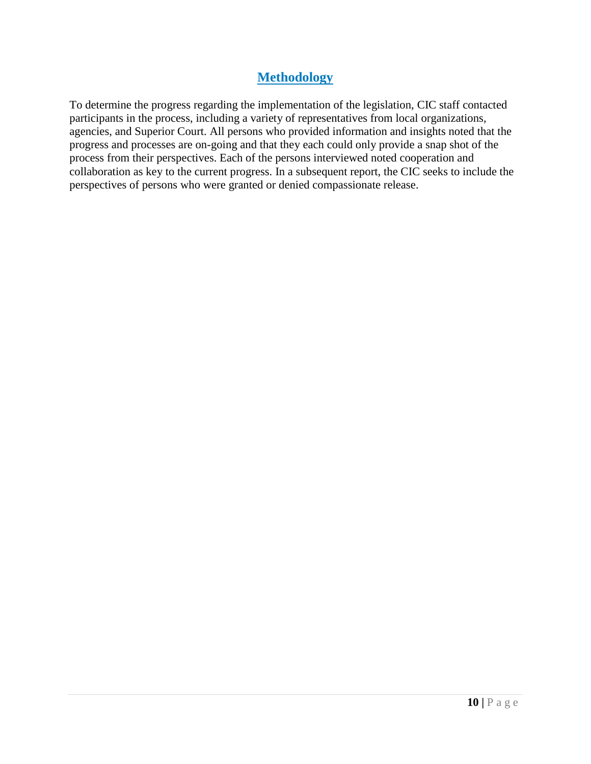## Methodology

To determine the progress regarding the implementation of the legislation, CIC staff contacted participants in the process, including a variety of representatives from local organizations, agencies, and Superior Court. All persons who provided information and insights noted that the progress and processes are on-going and that they each could only provide a snap shot of the process from their perspectives. Each of the persons interviewed noted cooperation and collaboration as key to the current progress. In a subsequent report, the CIC seeks to include the perspectives of persons who were granted or denied compassionate release.